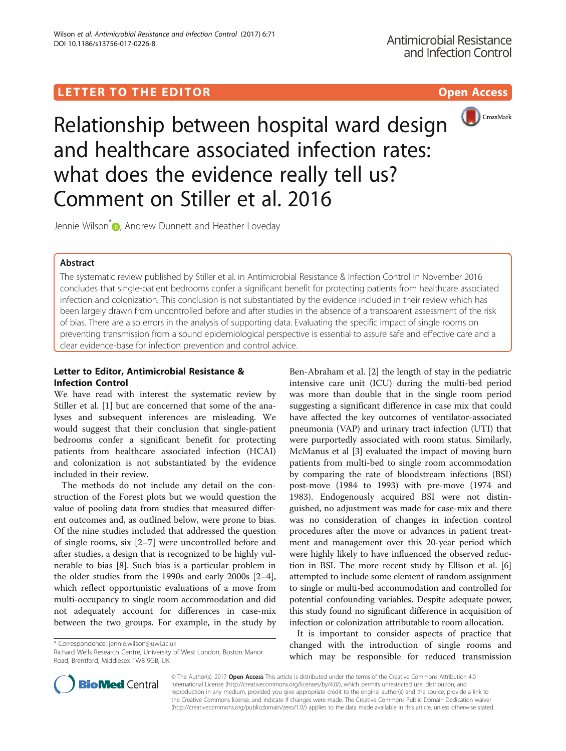LETTER TO THE EDITOR

Open Access

# Relationship between hospital ward design and healthcare associated infection rates: what does the evidence really tell us? Comment on Stiller et al. 2016

Jennie Wilson*, Andrew Dunnett and Heather Loveday

## Abstract

The systematic review published by Stiller et al. in Antimicrobial Resistance & Infection Control in November 2016 concludes that single-patient bedrooms confer a significant benefit for protecting patients from healthcare associated infection and colonization. This conclusion is not substantiated by the evidence included in their review which has been largely drawn from uncontrolled before and after studies in the absence of a transparent assessment of the risk of bias. There are also errors in the analysis of supporting data. Evaluating the specific impact of single rooms on preventing transmission from a sound epidemiological perspective is essential to assure safe and effective care and a clear evidence-base for infection prevention and control advice.

## Letter to Editor, Antimicrobial Resistance & Infection Control

We have read with interest the systematic review by Stiller et al. [1] but are concerned that some of the analyses and subsequent inferences are misleading. We would suggest that their conclusion that single-patient bedrooms confer a significant benefit for protecting patients from healthcare associated infection (HCAI) and colonization is not substantiated by the evidence included in their review.

The methods do not include any detail on the construction of the Forest plots but we would question the value of pooling data from studies that measured different outcomes and, as outlined below, were prone to bias. Of the nine studies included that addressed the question of single rooms, six [2–7] were uncontrolled before and after studies, a design that is recognized to be highly vulnerable to bias [8]. Such bias is a particular problem in the older studies from the 1990s and early 2000s [2–4], which reflect opportunistic evaluations of a move from multi-occupancy to single room accommodation and did not adequately account for differences in case-mix between the two groups. For example, in the study by Ben-Abraham et al. [2] the length of stay in the pediatric intensive care unit (ICU) during the multi-bed period was more than double that in the single room period suggesting a significant difference in case mix that could have affected the key outcomes of ventilator-associated pneumonia (VAP) and urinary tract infection (UTI) that were purportedly associated with room status. Similarly, McManus et al [3] evaluated the impact of moving burn patients from multi-bed to single room accommodation by comparing the rate of bloodstream infections (BSI) post-move (1984 to 1993) with pre-move (1974 and 1983). Endogenously acquired BSI were not distinguished, no adjustment was made for case-mix and there was no consideration of changes in infection control procedures after the move or advances in patient treatment and management over this 20-year period which were highly likely to have influenced the observed reduction in BSI. The more recent study by Ellison et al. [6] attempted to include some element of random assignment to single or multi-bed accommodation and controlled for potential confounding variables. Despite adequate power, this study found no significant difference in acquisition of infection or colonization attributable to room allocation.

It is important to consider aspects of practice that changed with the introduction of single rooms and which may be responsible for reduced transmission

\* Correspondence: jennie.wilson@uwl.ac.uk
Richard Wells Research Centre, University of West London, Boston Manor Road, Brentford, Middlesex TW8 9GB, UK

© The Author(s). 2017 **Open Access** This article is distributed under the terms of the Creative Commons Attribution 4.0 International License (http://creativecommons.org/licenses/by/4.0/), which permits unrestricted use, distribution, and reproduction in any medium, provided you give appropriate credit to the original author(s) and the source, provide a link to the Creative Commons license, and indicate if changes were made. The Creative Commons Public Domain Dedication waiver (http://creativecommons.org/publicdomain/zero/1.0/) applies to the data made available in this article, unless otherwise stated.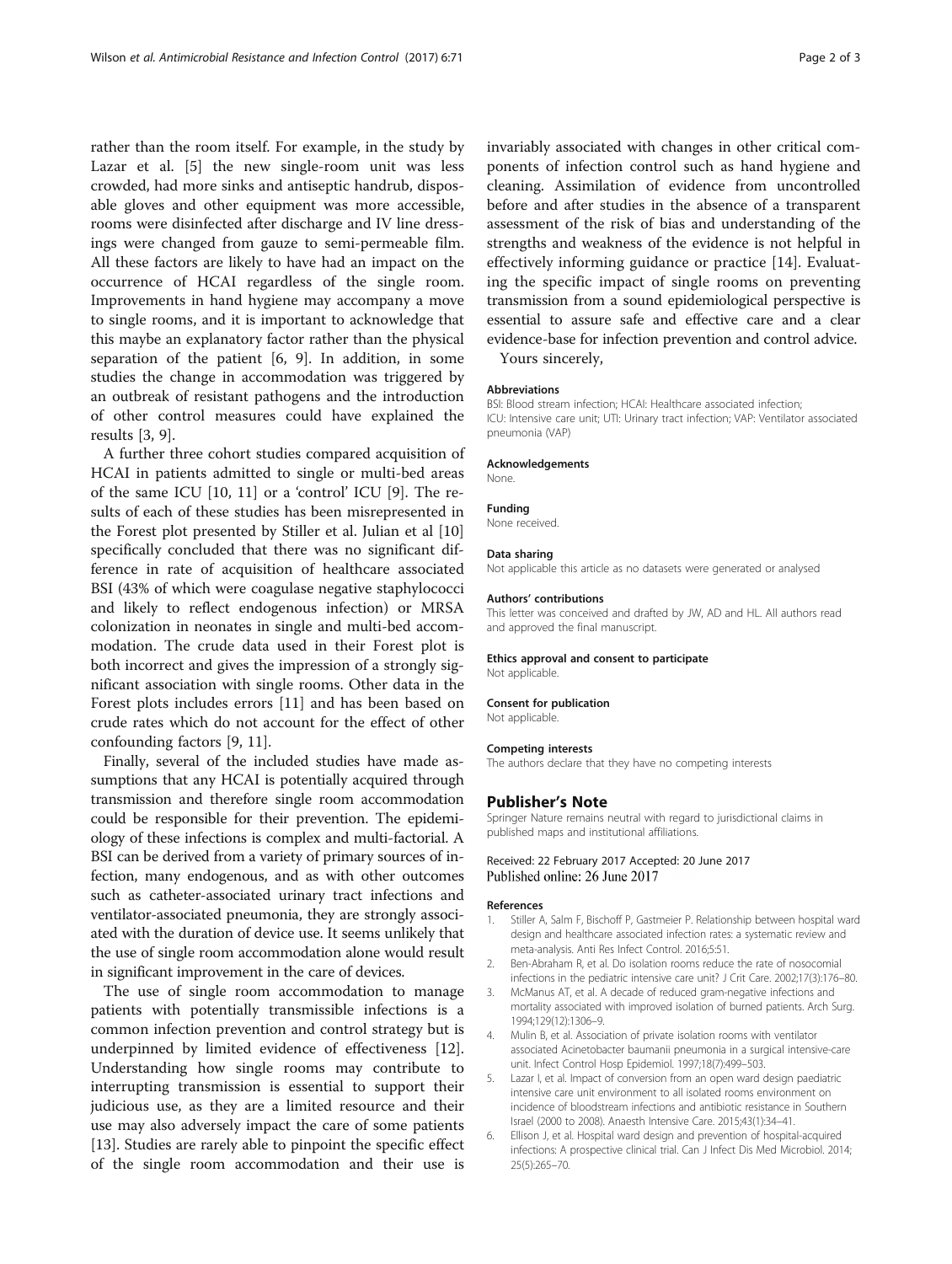rather than the room itself. For example, in the study by Lazar et al. [5] the new single-room unit was less crowded, had more sinks and antiseptic handrub, disposable gloves and other equipment was more accessible, rooms were disinfected after discharge and IV line dressings were changed from gauze to semi-permeable film. All these factors are likely to have had an impact on the occurrence of HCAI regardless of the single room. Improvements in hand hygiene may accompany a move to single rooms, and it is important to acknowledge that this maybe an explanatory factor rather than the physical separation of the patient [6, 9]. In addition, in some studies the change in accommodation was triggered by an outbreak of resistant pathogens and the introduction of other control measures could have explained the results [3, 9].

A further three cohort studies compared acquisition of HCAI in patients admitted to single or multi-bed areas of the same ICU [10, 11] or a 'control' ICU [9]. The results of each of these studies has been misrepresented in the Forest plot presented by Stiller et al. Julian et al [10] specifically concluded that there was no significant difference in rate of acquisition of healthcare associated BSI (43% of which were coagulase negative staphylococci and likely to reflect endogenous infection) or MRSA colonization in neonates in single and multi-bed accommodation. The crude data used in their Forest plot is both incorrect and gives the impression of a strongly significant association with single rooms. Other data in the Forest plots includes errors [11] and has been based on crude rates which do not account for the effect of other confounding factors [9, 11].

Finally, several of the included studies have made assumptions that any HCAI is potentially acquired through transmission and therefore single room accommodation could be responsible for their prevention. The epidemiology of these infections is complex and multi-factorial. A BSI can be derived from a variety of primary sources of infection, many endogenous, and as with other outcomes such as catheter-associated urinary tract infections and ventilator-associated pneumonia, they are strongly associated with the duration of device use. It seems unlikely that the use of single room accommodation alone would result in significant improvement in the care of devices.

The use of single room accommodation to manage patients with potentially transmissible infections is a common infection prevention and control strategy but is underpinned by limited evidence of effectiveness [12]. Understanding how single rooms may contribute to interrupting transmission is essential to support their judicious use, as they are a limited resource and their use may also adversely impact the care of some patients [13]. Studies are rarely able to pinpoint the specific effect of the single room accommodation and their use is invariably associated with changes in other critical components of infection control such as hand hygiene and cleaning. Assimilation of evidence from uncontrolled before and after studies in the absence of a transparent assessment of the risk of bias and understanding of the strengths and weakness of the evidence is not helpful in effectively informing guidance or practice [14]. Evaluating the specific impact of single rooms on preventing transmission from a sound epidemiological perspective is essential to assure safe and effective care and a clear evidence-base for infection prevention and control advice.

Yours sincerely,

#### Abbreviations
BSI: Blood stream infection; HCAI: Healthcare associated infection; ICU: Intensive care unit; UTI: Urinary tract infection; VAP: Ventilator associated pneumonia (VAP)

#### Acknowledgements
None.

#### Funding
None received.

#### Data sharing
Not applicable this article as no datasets were generated or analysed

#### Authors' contributions
This letter was conceived and drafted by JW, AD and HL. All authors read and approved the final manuscript.

#### Ethics approval and consent to participate
Not applicable.

#### Consent for publication
Not applicable.

#### Competing interests
The authors declare that they have no competing interests

## Publisher's Note
Springer Nature remains neutral with regard to jurisdictional claims in published maps and institutional affiliations.

Received: 22 February 2017 Accepted: 20 June 2017
Published online: 26 June 2017

#### References
1. Stiller A, Salm F, Bischoff P, Gastmeier P. Relationship between hospital ward design and healthcare associated infection rates: a systematic review and meta-analysis. Anti Res Infect Control. 2016;5:51.
2. Ben-Abraham R, et al. Do isolation rooms reduce the rate of nosocomial infections in the pediatric intensive care unit? J Crit Care. 2002;17(3):176–80.
3. McManus AT, et al. A decade of reduced gram-negative infections and mortality associated with improved isolation of burned patients. Arch Surg. 1994;129(12):1306–9.
4. Mulin B, et al. Association of private isolation rooms with ventilator associated Acinetobacter baumanii pneumonia in a surgical intensive-care unit. Infect Control Hosp Epidemiol. 1997;18(7):499–503.
5. Lazar I, et al. Impact of conversion from an open ward design paediatric intensive care unit environment to all isolated rooms environment on incidence of bloodstream infections and antibiotic resistance in Southern Israel (2000 to 2008). Anaesth Intensive Care. 2015;43(1):34–41.
6. Ellison J, et al. Hospital ward design and prevention of hospital-acquired infections: A prospective clinical trial. Can J Infect Dis Med Microbiol. 2014; 25(5):265–70.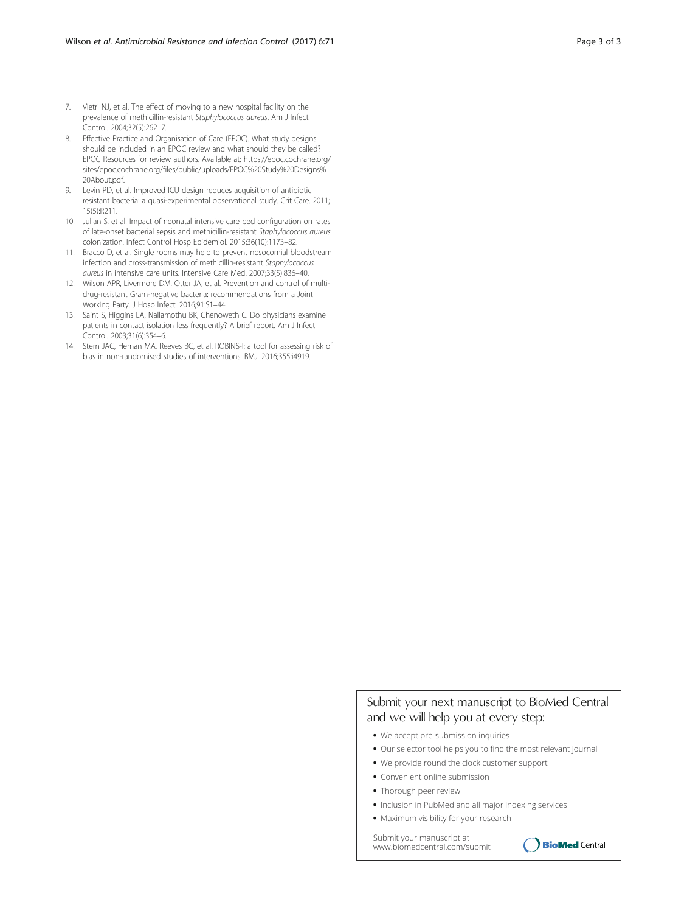7. Vietri NJ, et al. The effect of moving to a new hospital facility on the prevalence of methicillin-resistant *Staphylococcus aureus*. Am J Infect Control. 2004;32(5):262–7.
8. Effective Practice and Organisation of Care (EPOC). What study designs should be included in an EPOC review and what should they be called? EPOC Resources for review authors. Available at: https://epoc.cochrane.org/sites/epoc.cochrane.org/files/public/uploads/EPOC%20Study%20Designs%20About.pdf.
9. Levin PD, et al. Improved ICU design reduces acquisition of antibiotic resistant bacteria: a quasi-experimental observational study. Crit Care. 2011;15(5):R211.
10. Julian S, et al. Impact of neonatal intensive care bed configuration on rates of late-onset bacterial sepsis and methicillin-resistant *Staphylococcus aureus* colonization. Infect Control Hosp Epidemiol. 2015;36(10):1173–82.
11. Bracco D, et al. Single rooms may help to prevent nosocomial bloodstream infection and cross-transmission of methicillin-resistant *Staphylococcus aureus* in intensive care units. Intensive Care Med. 2007;33(5):836–40.
12. Wilson APR, Livermore DM, Otter JA, et al. Prevention and control of multi-drug-resistant Gram-negative bacteria: recommendations from a Joint Working Party. J Hosp Infect. 2016;91:S1–44.
13. Saint S, Higgins LA, Nallamothu BK, Chenoweth C. Do physicians examine patients in contact isolation less frequently? A brief report. Am J Infect Control. 2003;31(6):354–6.
14. Stern JAC, Hernan MA, Reeves BC, et al. ROBINS-I: a tool for assessing risk of bias in non-randomised studies of interventions. BMJ. 2016;355:i4919.

Submit your next manuscript to BioMed Central and we will help you at every step:

- We accept pre-submission inquiries
- Our selector tool helps you to find the most relevant journal
- We provide round the clock customer support
- Convenient online submission
- Thorough peer review
- Inclusion in PubMed and all major indexing services
- Maximum visibility for your research

Submit your manuscript at www.biomedcentral.com/submit

BioMed Central